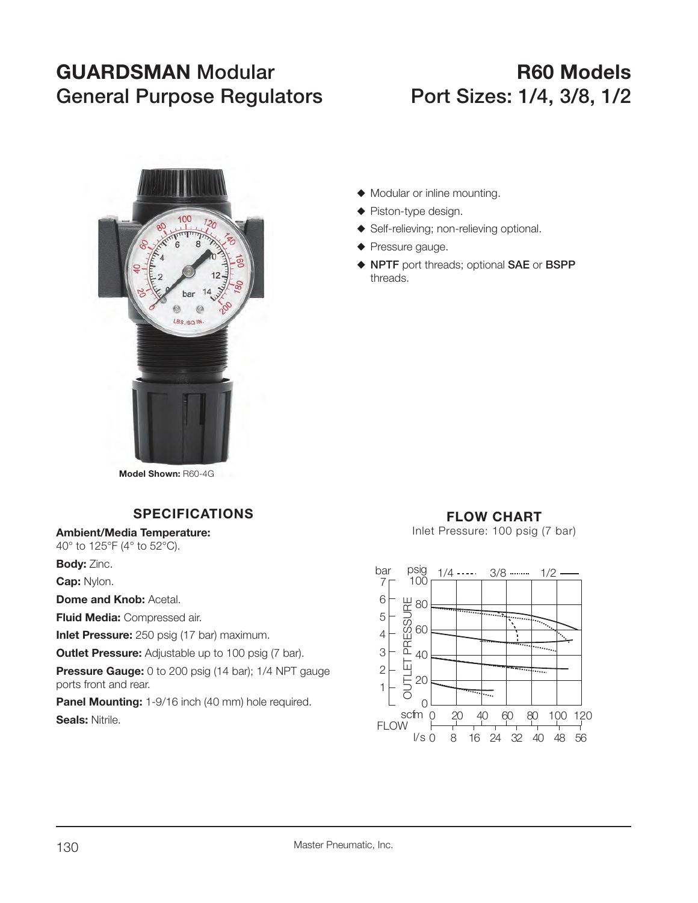# GUARDSMAN Modular General Purpose Regulators

# R60 Models Port Sizes: 1/4, 3/8, 1/2

**Model Shown:** R60-4G

- Modular or inline mounting.
- Piston-type design.
- Self-relieving; non-relieving optional.
- Pressure gauge.
- **NPTF** port threads; optional **SAE** or **BSPP** threads.

## SPECIFICATIONS

**Ambient/Media Temperature:** 40° to 125°F (4° to 52°C).

**Body:** Zinc.

**Cap:** Nylon.

**Dome and Knob:** Acetal.

**Fluid Media:** Compressed air.

**Inlet Pressure:** 250 psig (17 bar) maximum.

**Outlet Pressure:** Adjustable up to 100 psig (7 bar).

**Pressure Gauge:** 0 to 200 psig (14 bar); 1/4 NPT gauge ports front and rear.

**Panel Mounting:** 1-9/16 inch (40 mm) hole required.

**Seals:** Nitrile.

## FLOW CHART

Inlet Pressure: 100 psig (7 bar)

Legend: 1/4 (dashed), 3/8 (dotted), 1/2 (solid)

Y-axis: OUTLET PRESSURE — bar 0–7; psig 0–100

X-axis: FLOW — scfm 0–120; l/s 0–56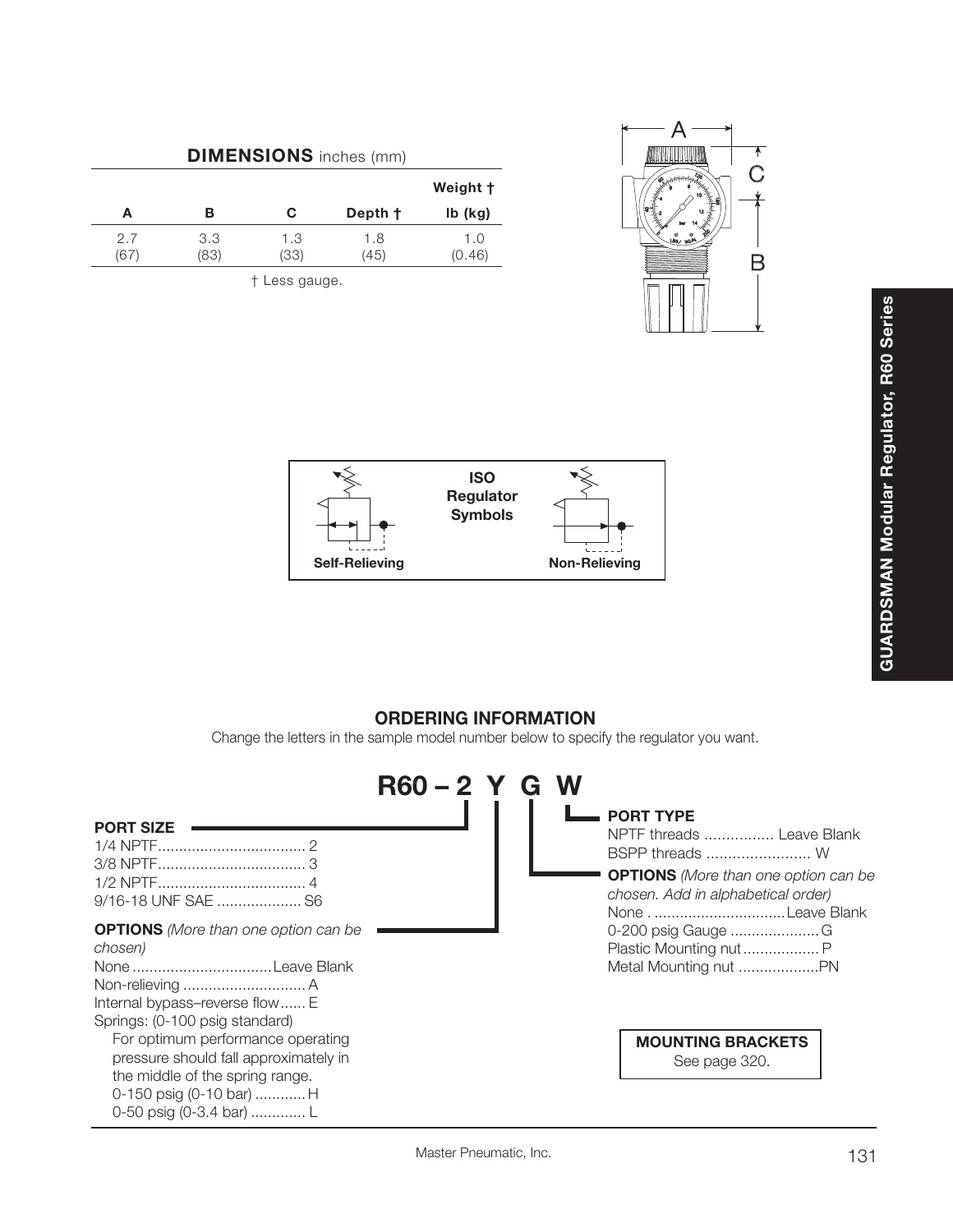## DIMENSIONS inches (mm)

| A | B | C | Depth † | Weight † lb (kg) |
|---|---|---|---|---|
| 2.7 (67) | 3.3 (83) | 1.3 (33) | 1.8 (45) | 1.0 (0.46) |

† Less gauge.

A

C

B

**ISO Regulator Symbols**

**Self-Relieving**

**Non-Relieving**

## ORDERING INFORMATION

Change the letters in the sample model number below to specify the regulator you want.

# R60 – 2 Y G W

**PORT SIZE**

- 1/4 NPTF .................................. 2
- 3/8 NPTF .................................. 3
- 1/2 NPTF .................................. 4
- 9/16-18 UNF SAE .................... S6

**OPTIONS** *(More than one option can be chosen)*

- None ................................ Leave Blank
- Non-relieving ............................ A
- Internal bypass–reverse flow...... E
- Springs: (0-100 psig standard)
  For optimum performance operating pressure should fall approximately in the middle of the spring range.
  - 0-150 psig (0-10 bar) ............ H
  - 0-50 psig (0-3.4 bar) ............. L

**PORT TYPE**

- NPTF threads ................ Leave Blank
- BSPP threads ........................ W

**OPTIONS** *(More than one option can be chosen. Add in alphabetical order)*

- None . ............................... Leave Blank
- 0-200 psig Gauge ..................... G
- Plastic Mounting nut .................. P
- Metal Mounting nut ...................PN

**MOUNTING BRACKETS**
See page 320.